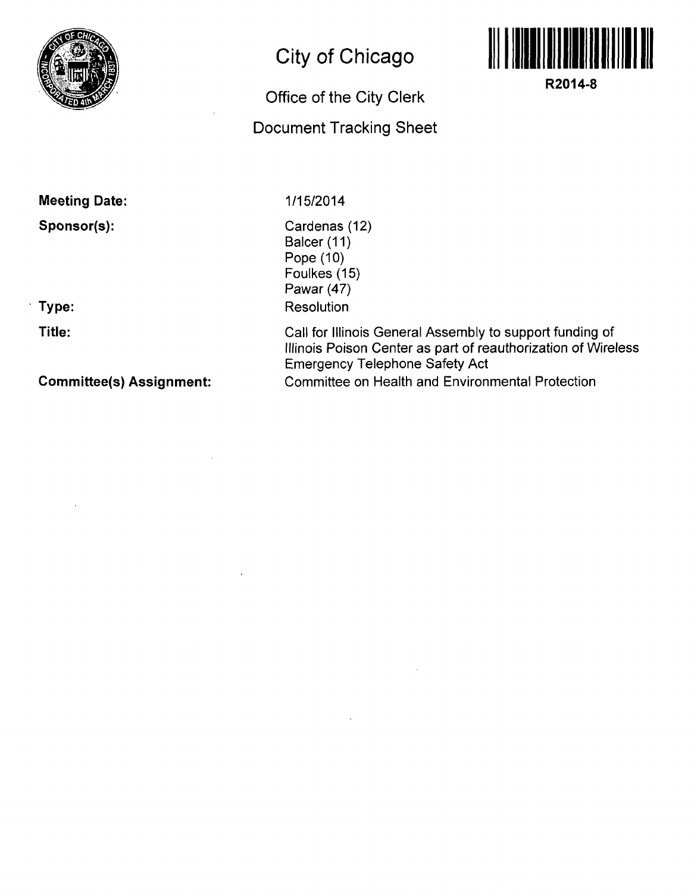# City of Chicago

## Office of the City Clerk

## Document Tracking Sheet

**R2014-8**

**Meeting Date:** 1/15/2014

**Sponsor(s):**
Cardenas (12)
Balcer (11)
Pope (10)
Foulkes (15)
Pawar (47)

**Type:** Resolution

**Title:** Call for Illinois General Assembly to support funding of Illinois Poison Center as part of reauthorization of Wireless Emergency Telephone Safety Act

**Committee(s) Assignment:** Committee on Health and Environmental Protection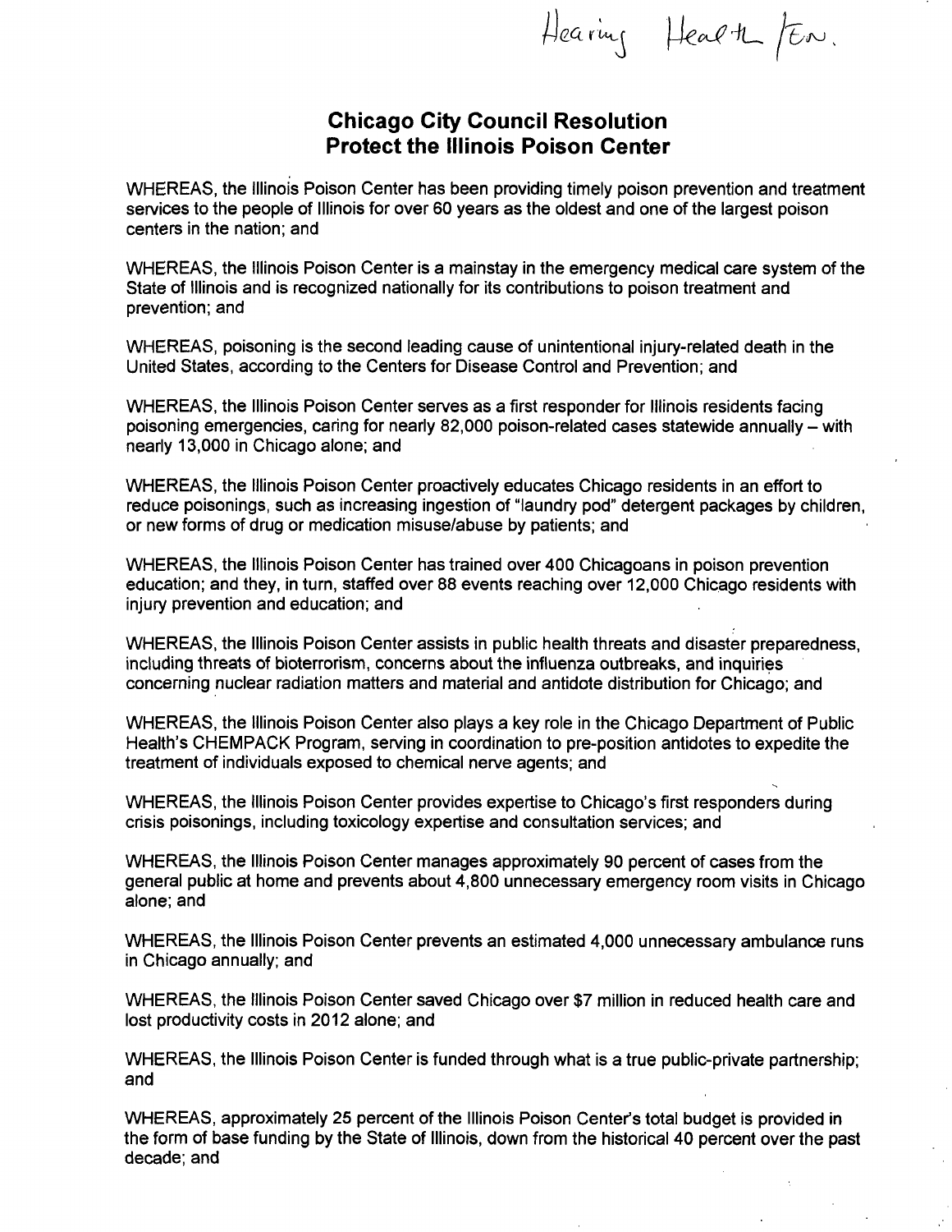Hearing Health /Env.

# Chicago City Council Resolution
# Protect the Illinois Poison Center

WHEREAS, the Illinois Poison Center has been providing timely poison prevention and treatment services to the people of Illinois for over 60 years as the oldest and one of the largest poison centers in the nation; and

WHEREAS, the Illinois Poison Center is a mainstay in the emergency medical care system of the State of Illinois and is recognized nationally for its contributions to poison treatment and prevention; and

WHEREAS, poisoning is the second leading cause of unintentional injury-related death in the United States, according to the Centers for Disease Control and Prevention; and

WHEREAS, the Illinois Poison Center serves as a first responder for Illinois residents facing poisoning emergencies, caring for nearly 82,000 poison-related cases statewide annually – with nearly 13,000 in Chicago alone; and

WHEREAS, the Illinois Poison Center proactively educates Chicago residents in an effort to reduce poisonings, such as increasing ingestion of "laundry pod" detergent packages by children, or new forms of drug or medication misuse/abuse by patients; and

WHEREAS, the Illinois Poison Center has trained over 400 Chicagoans in poison prevention education; and they, in turn, staffed over 88 events reaching over 12,000 Chicago residents with injury prevention and education; and

WHEREAS, the Illinois Poison Center assists in public health threats and disaster preparedness, including threats of bioterrorism, concerns about the influenza outbreaks, and inquiries concerning nuclear radiation matters and material and antidote distribution for Chicago; and

WHEREAS, the Illinois Poison Center also plays a key role in the Chicago Department of Public Health's CHEMPACK Program, serving in coordination to pre-position antidotes to expedite the treatment of individuals exposed to chemical nerve agents; and

WHEREAS, the Illinois Poison Center provides expertise to Chicago's first responders during crisis poisonings, including toxicology expertise and consultation services; and

WHEREAS, the Illinois Poison Center manages approximately 90 percent of cases from the general public at home and prevents about 4,800 unnecessary emergency room visits in Chicago alone; and

WHEREAS, the Illinois Poison Center prevents an estimated 4,000 unnecessary ambulance runs in Chicago annually; and

WHEREAS, the Illinois Poison Center saved Chicago over $7 million in reduced health care and lost productivity costs in 2012 alone; and

WHEREAS, the Illinois Poison Center is funded through what is a true public-private partnership; and

WHEREAS, approximately 25 percent of the Illinois Poison Center's total budget is provided in the form of base funding by the State of Illinois, down from the historical 40 percent over the past decade; and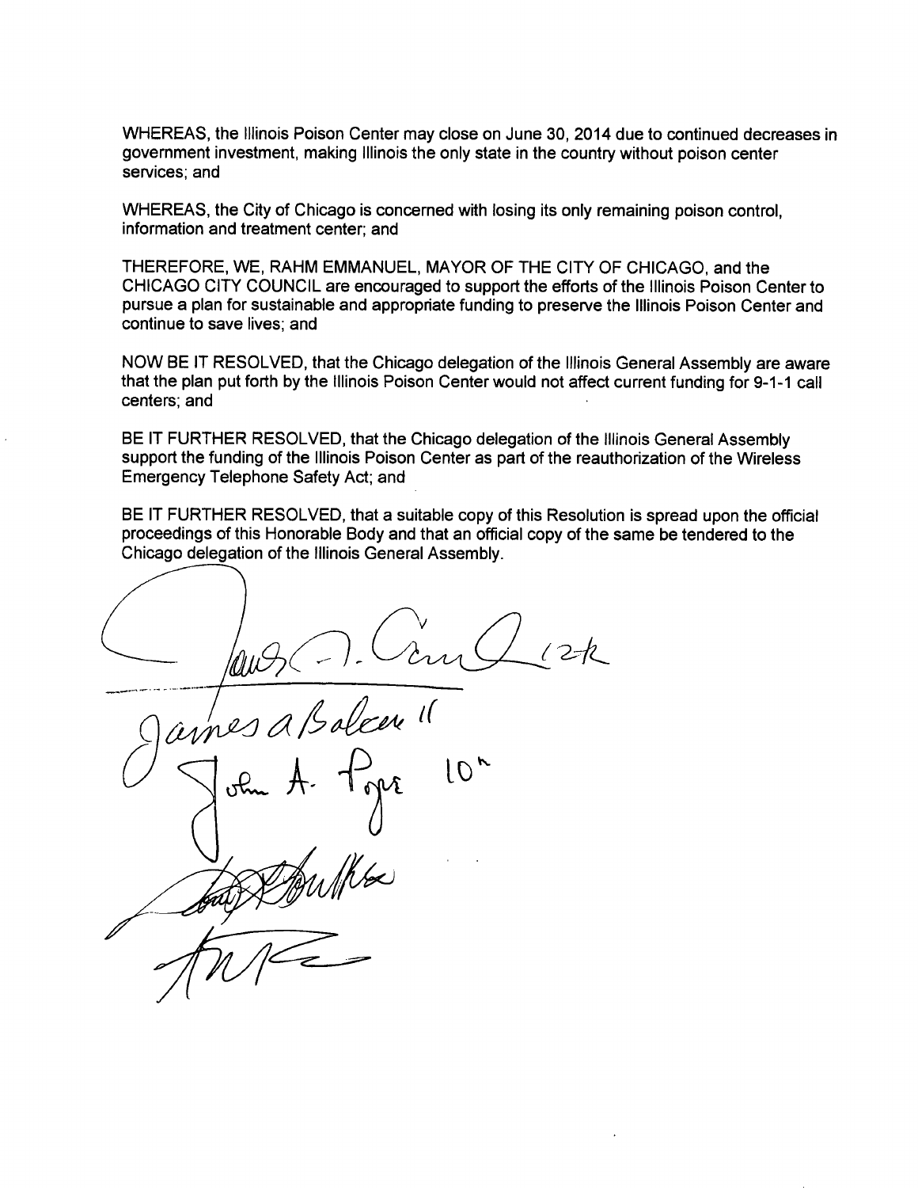WHEREAS, the Illinois Poison Center may close on June 30, 2014 due to continued decreases in government investment, making Illinois the only state in the country without poison center services; and

WHEREAS, the City of Chicago is concerned with losing its only remaining poison control, information and treatment center; and

THEREFORE, WE, RAHM EMMANUEL, MAYOR OF THE CITY OF CHICAGO, and the CHICAGO CITY COUNCIL are encouraged to support the efforts of the Illinois Poison Center to pursue a plan for sustainable and appropriate funding to preserve the Illinois Poison Center and continue to save lives; and

NOW BE IT RESOLVED, that the Chicago delegation of the Illinois General Assembly are aware that the plan put forth by the Illinois Poison Center would not affect current funding for 9-1-1 call centers; and

BE IT FURTHER RESOLVED, that the Chicago delegation of the Illinois General Assembly support the funding of the Illinois Poison Center as part of the reauthorization of the Wireless Emergency Telephone Safety Act; and

BE IT FURTHER RESOLVED, that a suitable copy of this Resolution is spread upon the official proceedings of this Honorable Body and that an official copy of the same be tendered to the Chicago delegation of the Illinois General Assembly.

James A. Balcer 11

John A. Pope 10th